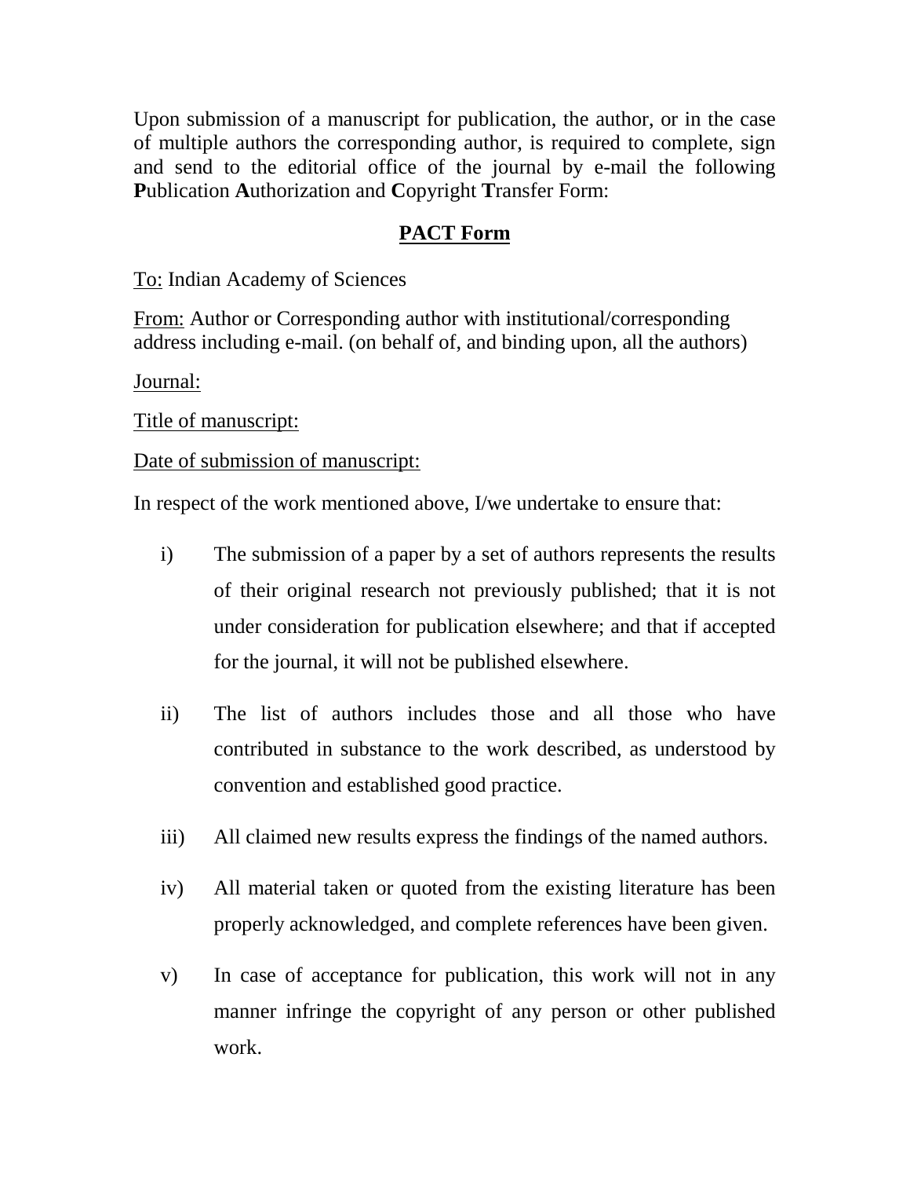Upon submission of a manuscript for publication, the author, or in the case of multiple authors the corresponding author, is required to complete, sign and send to the editorial office of the journal by e-mail the following **P**ublication **A**uthorization and **C**opyright **T**ransfer Form:

## PACT Form

To: Indian Academy of Sciences

From: Author or Corresponding author with institutional/corresponding address including e-mail. (on behalf of, and binding upon, all the authors)

Journal:

Title of manuscript:

Date of submission of manuscript:

In respect of the work mentioned above, I/we undertake to ensure that:

i) The submission of a paper by a set of authors represents the results of their original research not previously published; that it is not under consideration for publication elsewhere; and that if accepted for the journal, it will not be published elsewhere.

ii) The list of authors includes those and all those who have contributed in substance to the work described, as understood by convention and established good practice.

iii) All claimed new results express the findings of the named authors.

iv) All material taken or quoted from the existing literature has been properly acknowledged, and complete references have been given.

v) In case of acceptance for publication, this work will not in any manner infringe the copyright of any person or other published work.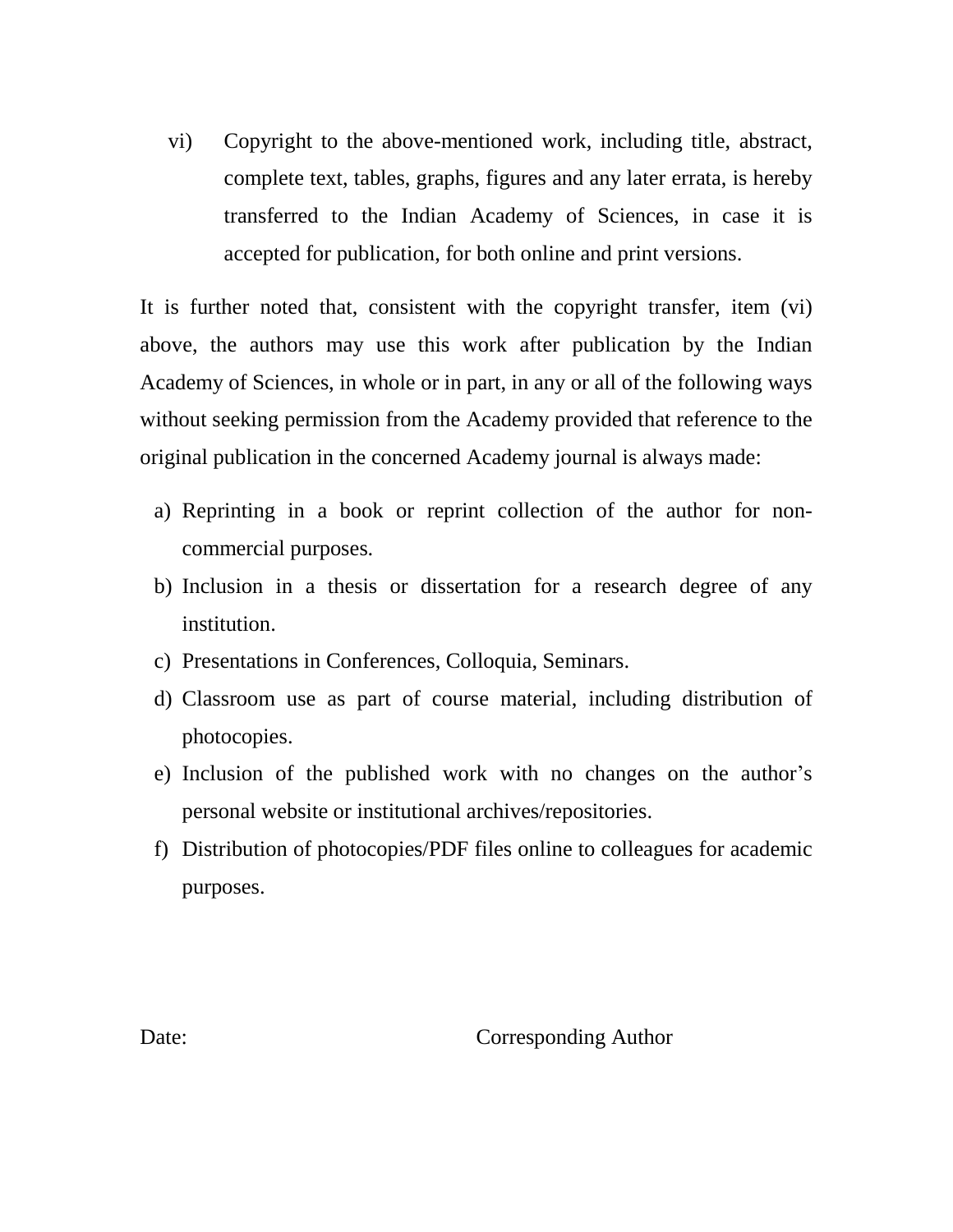vi) Copyright to the above-mentioned work, including title, abstract, complete text, tables, graphs, figures and any later errata, is hereby transferred to the Indian Academy of Sciences, in case it is accepted for publication, for both online and print versions.

It is further noted that, consistent with the copyright transfer, item (vi) above, the authors may use this work after publication by the Indian Academy of Sciences, in whole or in part, in any or all of the following ways without seeking permission from the Academy provided that reference to the original publication in the concerned Academy journal is always made:

a) Reprinting in a book or reprint collection of the author for non-commercial purposes.
b) Inclusion in a thesis or dissertation for a research degree of any institution.
c) Presentations in Conferences, Colloquia, Seminars.
d) Classroom use as part of course material, including distribution of photocopies.
e) Inclusion of the published work with no changes on the author’s personal website or institutional archives/repositories.
f) Distribution of photocopies/PDF files online to colleagues for academic purposes.

Date: Corresponding Author